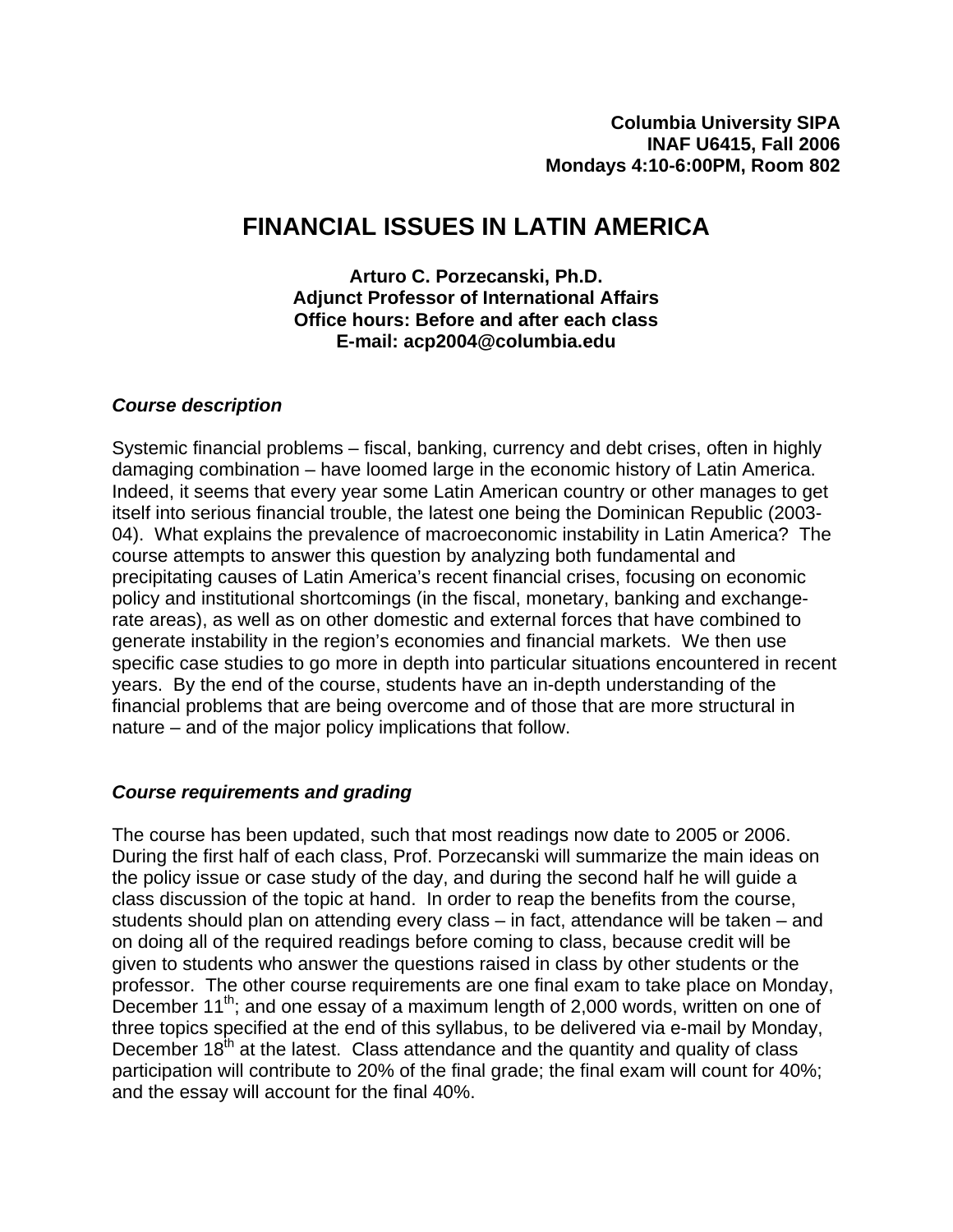**Columbia University SIPA**
**INAF U6415, Fall 2006**
**Mondays 4:10-6:00PM, Room 802**

# FINANCIAL ISSUES IN LATIN AMERICA

**Arturo C. Porzecanski, Ph.D.**
**Adjunct Professor of International Affairs**
**Office hours: Before and after each class**
**E-mail: acp2004@columbia.edu**

### *Course description*

Systemic financial problems – fiscal, banking, currency and debt crises, often in highly damaging combination – have loomed large in the economic history of Latin America. Indeed, it seems that every year some Latin American country or other manages to get itself into serious financial trouble, the latest one being the Dominican Republic (2003-04). What explains the prevalence of macroeconomic instability in Latin America? The course attempts to answer this question by analyzing both fundamental and precipitating causes of Latin America's recent financial crises, focusing on economic policy and institutional shortcomings (in the fiscal, monetary, banking and exchange-rate areas), as well as on other domestic and external forces that have combined to generate instability in the region's economies and financial markets. We then use specific case studies to go more in depth into particular situations encountered in recent years. By the end of the course, students have an in-depth understanding of the financial problems that are being overcome and of those that are more structural in nature – and of the major policy implications that follow.

### *Course requirements and grading*

The course has been updated, such that most readings now date to 2005 or 2006. During the first half of each class, Prof. Porzecanski will summarize the main ideas on the policy issue or case study of the day, and during the second half he will guide a class discussion of the topic at hand. In order to reap the benefits from the course, students should plan on attending every class – in fact, attendance will be taken – and on doing all of the required readings before coming to class, because credit will be given to students who answer the questions raised in class by other students or the professor. The other course requirements are one final exam to take place on Monday, December 11th; and one essay of a maximum length of 2,000 words, written on one of three topics specified at the end of this syllabus, to be delivered via e-mail by Monday, December 18th at the latest. Class attendance and the quantity and quality of class participation will contribute to 20% of the final grade; the final exam will count for 40%; and the essay will account for the final 40%.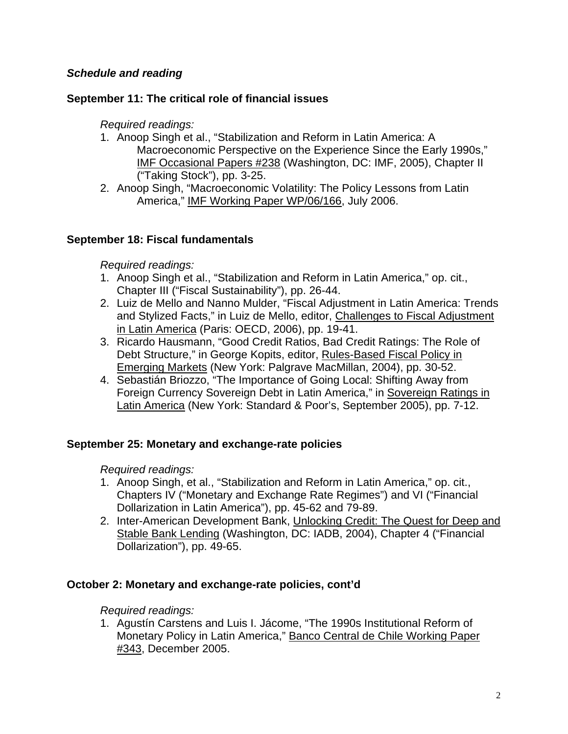***Schedule and reading***

**September 11: The critical role of financial issues**

*Required readings:*

1. Anoop Singh et al., “Stabilization and Reform in Latin America: A Macroeconomic Perspective on the Experience Since the Early 1990s,” IMF Occasional Papers #238 (Washington, DC: IMF, 2005), Chapter II (“Taking Stock”), pp. 3-25.
2. Anoop Singh, “Macroeconomic Volatility: The Policy Lessons from Latin America,” IMF Working Paper WP/06/166, July 2006.

**September 18: Fiscal fundamentals**

*Required readings:*

1. Anoop Singh et al., “Stabilization and Reform in Latin America,” op. cit., Chapter III (“Fiscal Sustainability”), pp. 26-44.
2. Luiz de Mello and Nanno Mulder, “Fiscal Adjustment in Latin America: Trends and Stylized Facts,” in Luiz de Mello, editor, Challenges to Fiscal Adjustment in Latin America (Paris: OECD, 2006), pp. 19-41.
3. Ricardo Hausmann, “Good Credit Ratios, Bad Credit Ratings: The Role of Debt Structure,” in George Kopits, editor, Rules-Based Fiscal Policy in Emerging Markets (New York: Palgrave MacMillan, 2004), pp. 30-52.
4. Sebastián Briozzo, “The Importance of Going Local: Shifting Away from Foreign Currency Sovereign Debt in Latin America,” in Sovereign Ratings in Latin America (New York: Standard & Poor’s, September 2005), pp. 7-12.

**September 25: Monetary and exchange-rate policies**

*Required readings:*

1. Anoop Singh, et al., “Stabilization and Reform in Latin America,” op. cit., Chapters IV (“Monetary and Exchange Rate Regimes”) and VI (“Financial Dollarization in Latin America”), pp. 45-62 and 79-89.
2. Inter-American Development Bank, Unlocking Credit: The Quest for Deep and Stable Bank Lending (Washington, DC: IADB, 2004), Chapter 4 (“Financial Dollarization”), pp. 49-65.

**October 2: Monetary and exchange-rate policies, cont’d**

*Required readings:*

1. Agustín Carstens and Luis I. Jácome, “The 1990s Institutional Reform of Monetary Policy in Latin America,” Banco Central de Chile Working Paper #343, December 2005.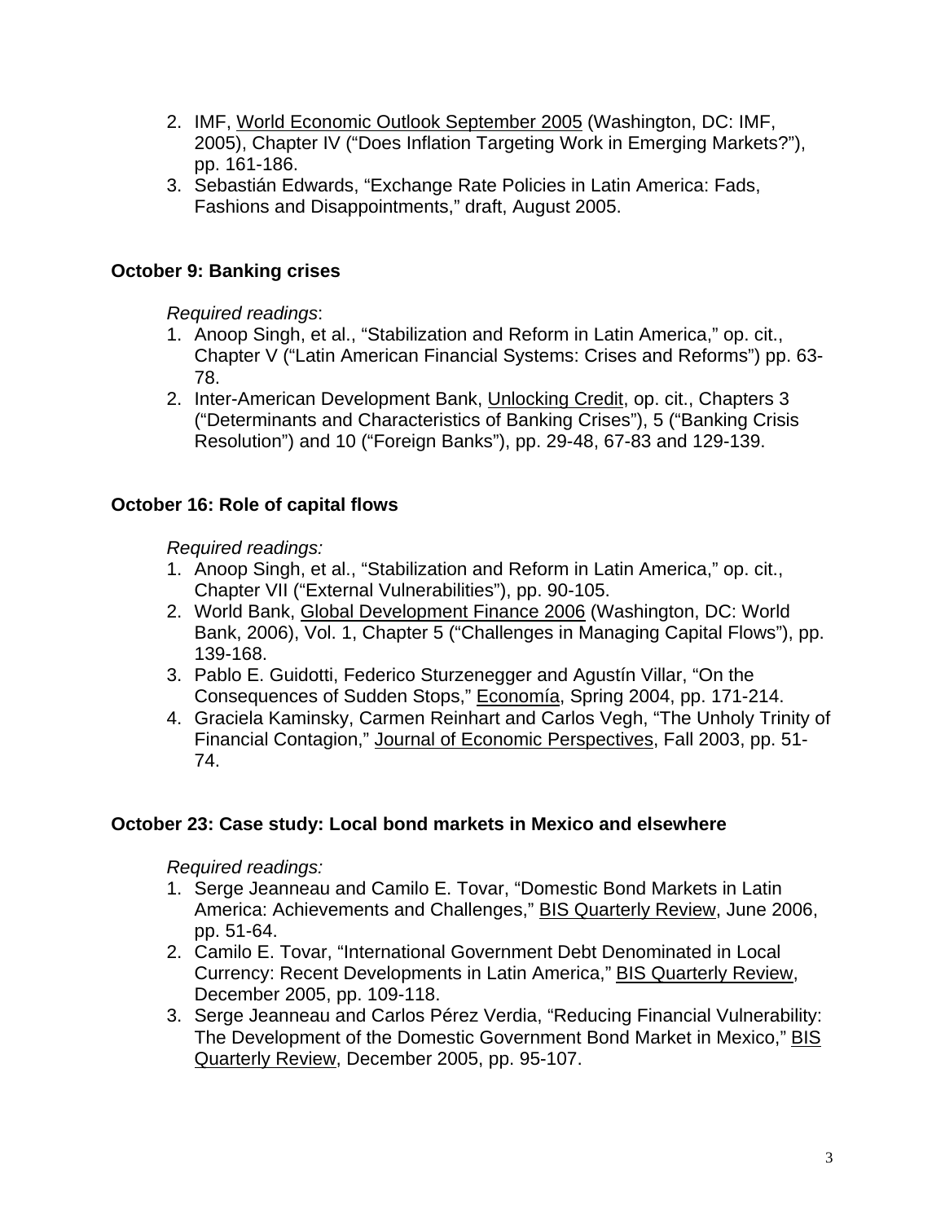2. IMF, World Economic Outlook September 2005 (Washington, DC: IMF, 2005), Chapter IV ("Does Inflation Targeting Work in Emerging Markets?"), pp. 161-186.
3. Sebastián Edwards, "Exchange Rate Policies in Latin America: Fads, Fashions and Disappointments," draft, August 2005.

**October 9: Banking crises**

*Required readings*:

1. Anoop Singh, et al., "Stabilization and Reform in Latin America," op. cit., Chapter V ("Latin American Financial Systems: Crises and Reforms") pp. 63-78.
2. Inter-American Development Bank, Unlocking Credit, op. cit., Chapters 3 ("Determinants and Characteristics of Banking Crises"), 5 ("Banking Crisis Resolution") and 10 ("Foreign Banks"), pp. 29-48, 67-83 and 129-139.

**October 16: Role of capital flows**

*Required readings:*

1. Anoop Singh, et al., "Stabilization and Reform in Latin America," op. cit., Chapter VII ("External Vulnerabilities"), pp. 90-105.
2. World Bank, Global Development Finance 2006 (Washington, DC: World Bank, 2006), Vol. 1, Chapter 5 ("Challenges in Managing Capital Flows"), pp. 139-168.
3. Pablo E. Guidotti, Federico Sturzenegger and Agustín Villar, "On the Consequences of Sudden Stops," Economía, Spring 2004, pp. 171-214.
4. Graciela Kaminsky, Carmen Reinhart and Carlos Vegh, "The Unholy Trinity of Financial Contagion," Journal of Economic Perspectives, Fall 2003, pp. 51-74.

**October 23: Case study: Local bond markets in Mexico and elsewhere**

*Required readings:*

1. Serge Jeanneau and Camilo E. Tovar, "Domestic Bond Markets in Latin America: Achievements and Challenges," BIS Quarterly Review, June 2006, pp. 51-64.
2. Camilo E. Tovar, "International Government Debt Denominated in Local Currency: Recent Developments in Latin America," BIS Quarterly Review, December 2005, pp. 109-118.
3. Serge Jeanneau and Carlos Pérez Verdia, "Reducing Financial Vulnerability: The Development of the Domestic Government Bond Market in Mexico," BIS Quarterly Review, December 2005, pp. 95-107.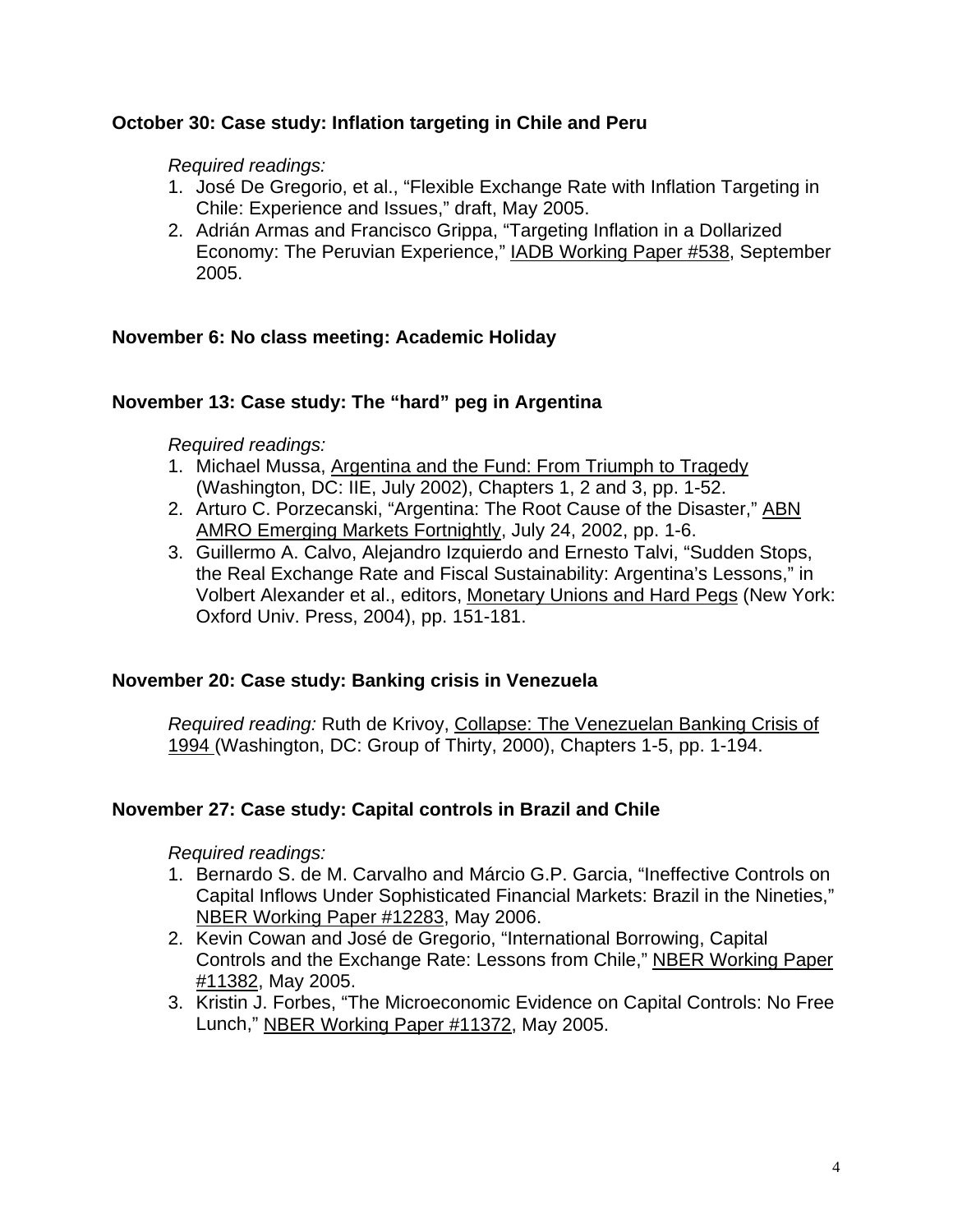**October 30: Case study: Inflation targeting in Chile and Peru**

*Required readings:*

1. José De Gregorio, et al., "Flexible Exchange Rate with Inflation Targeting in Chile: Experience and Issues," draft, May 2005.
2. Adrián Armas and Francisco Grippa, "Targeting Inflation in a Dollarized Economy: The Peruvian Experience," IADB Working Paper #538, September 2005.

**November 6: No class meeting: Academic Holiday**

**November 13: Case study: The "hard" peg in Argentina**

*Required readings:*

1. Michael Mussa, Argentina and the Fund: From Triumph to Tragedy (Washington, DC: IIE, July 2002), Chapters 1, 2 and 3, pp. 1-52.
2. Arturo C. Porzecanski, "Argentina: The Root Cause of the Disaster," ABN AMRO Emerging Markets Fortnightly, July 24, 2002, pp. 1-6.
3. Guillermo A. Calvo, Alejandro Izquierdo and Ernesto Talvi, "Sudden Stops, the Real Exchange Rate and Fiscal Sustainability: Argentina's Lessons," in Volbert Alexander et al., editors, Monetary Unions and Hard Pegs (New York: Oxford Univ. Press, 2004), pp. 151-181.

**November 20: Case study: Banking crisis in Venezuela**

*Required reading:* Ruth de Krivoy, Collapse: The Venezuelan Banking Crisis of 1994 (Washington, DC: Group of Thirty, 2000), Chapters 1-5, pp. 1-194.

**November 27: Case study: Capital controls in Brazil and Chile**

*Required readings:*

1. Bernardo S. de M. Carvalho and Márcio G.P. Garcia, "Ineffective Controls on Capital Inflows Under Sophisticated Financial Markets: Brazil in the Nineties," NBER Working Paper #12283, May 2006.
2. Kevin Cowan and José de Gregorio, "International Borrowing, Capital Controls and the Exchange Rate: Lessons from Chile," NBER Working Paper #11382, May 2005.
3. Kristin J. Forbes, "The Microeconomic Evidence on Capital Controls: No Free Lunch," NBER Working Paper #11372, May 2005.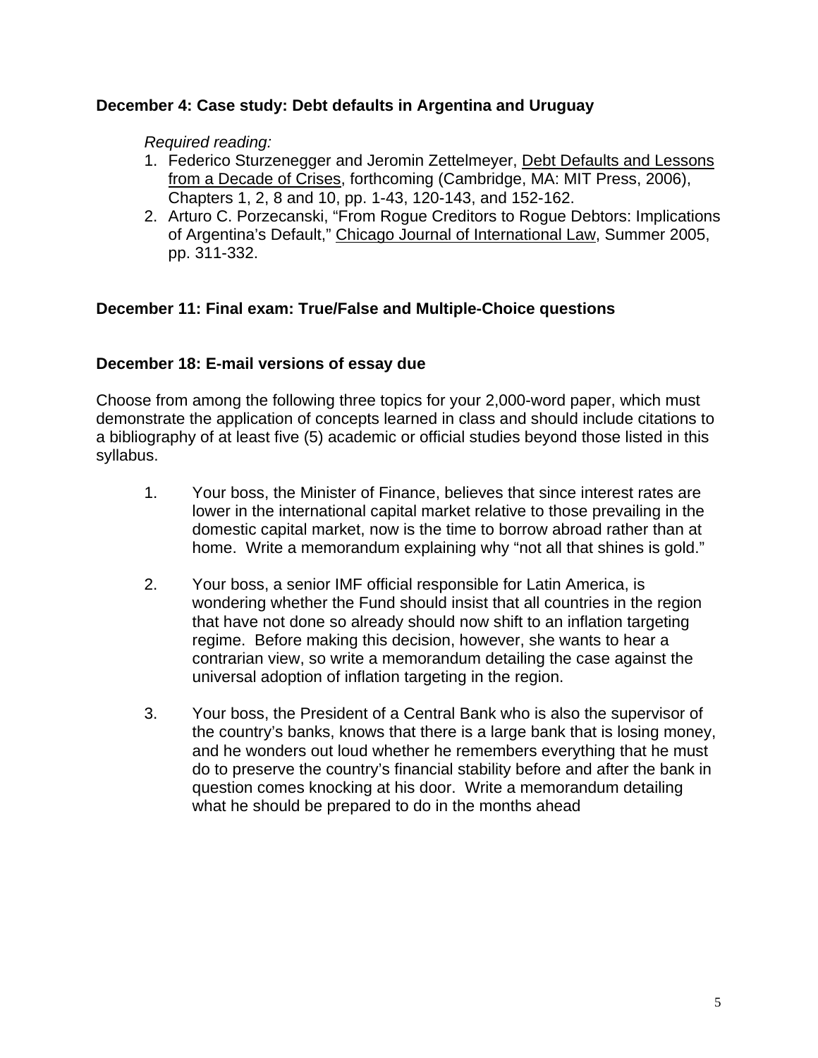**December 4: Case study: Debt defaults in Argentina and Uruguay**

*Required reading:*

1. Federico Sturzenegger and Jeromin Zettelmeyer, Debt Defaults and Lessons from a Decade of Crises, forthcoming (Cambridge, MA: MIT Press, 2006), Chapters 1, 2, 8 and 10, pp. 1-43, 120-143, and 152-162.
2. Arturo C. Porzecanski, "From Rogue Creditors to Rogue Debtors: Implications of Argentina's Default," Chicago Journal of International Law, Summer 2005, pp. 311-332.

**December 11: Final exam: True/False and Multiple-Choice questions**

**December 18: E-mail versions of essay due**

Choose from among the following three topics for your 2,000-word paper, which must demonstrate the application of concepts learned in class and should include citations to a bibliography of at least five (5) academic or official studies beyond those listed in this syllabus.

1. Your boss, the Minister of Finance, believes that since interest rates are lower in the international capital market relative to those prevailing in the domestic capital market, now is the time to borrow abroad rather than at home. Write a memorandum explaining why "not all that shines is gold."

2. Your boss, a senior IMF official responsible for Latin America, is wondering whether the Fund should insist that all countries in the region that have not done so already should now shift to an inflation targeting regime. Before making this decision, however, she wants to hear a contrarian view, so write a memorandum detailing the case against the universal adoption of inflation targeting in the region.

3. Your boss, the President of a Central Bank who is also the supervisor of the country's banks, knows that there is a large bank that is losing money, and he wonders out loud whether he remembers everything that he must do to preserve the country's financial stability before and after the bank in question comes knocking at his door. Write a memorandum detailing what he should be prepared to do in the months ahead